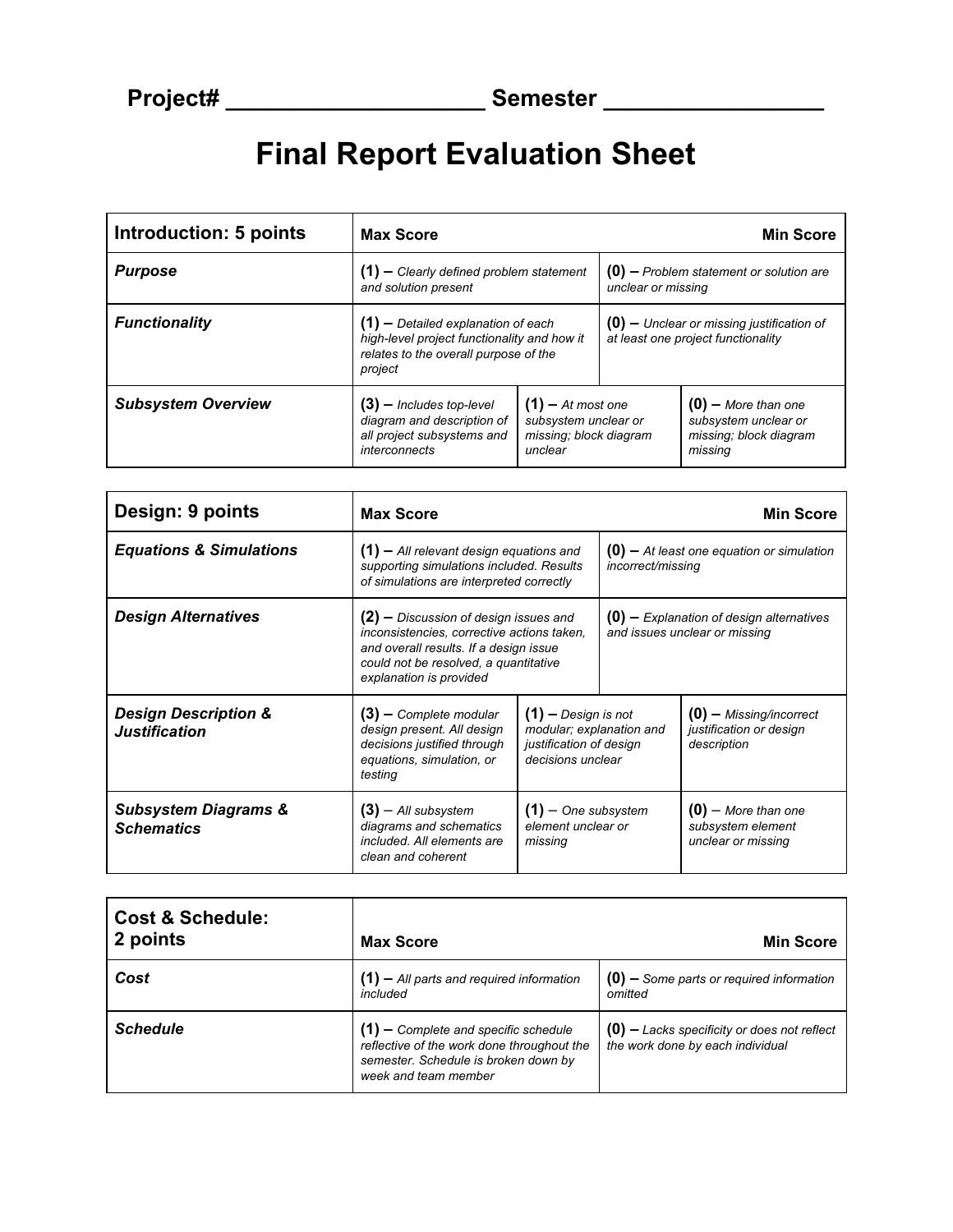**Project# ____________________ Semester _________________**

# Final Report Evaluation Sheet

| **Introduction: 5 points** | **Max Score** | | **Min Score** |
|---|---|---|---|
| ***Purpose*** | **(1) –** *Clearly defined problem statement and solution present* | | **(0) –** *Problem statement or solution are unclear or missing* |
| ***Functionality*** | **(1) –** *Detailed explanation of each high-level project functionality and how it relates to the overall purpose of the project* | | **(0) –** *Unclear or missing justification of at least one project functionality* |
| ***Subsystem Overview*** | **(3) –** *Includes top-level diagram and description of all project subsystems and interconnects* | **(1) –** *At most one subsystem unclear or missing; block diagram unclear* | **(0) –** *More than one subsystem unclear or missing; block diagram missing* |

| **Design: 9 points** | **Max Score** | | **Min Score** |
|---|---|---|---|
| ***Equations & Simulations*** | **(1) –** *All relevant design equations and supporting simulations included. Results of simulations are interpreted correctly* | | **(0) –** *At least one equation or simulation incorrect/missing* |
| ***Design Alternatives*** | **(2) –** *Discussion of design issues and inconsistencies, corrective actions taken, and overall results. If a design issue could not be resolved, a quantitative explanation is provided* | | **(0) –** *Explanation of design alternatives and issues unclear or missing* |
| ***Design Description & Justification*** | **(3) –** *Complete modular design present. All design decisions justified through equations, simulation, or testing* | **(1) –** *Design is not modular; explanation and justification of design decisions unclear* | **(0) –** *Missing/incorrect justification or design description* |
| ***Subsystem Diagrams & Schematics*** | **(3)** – *All subsystem diagrams and schematics included. All elements are clean and coherent* | **(1)** – *One subsystem element unclear or missing* | **(0)** – *More than one subsystem element unclear or missing* |

| **Cost & Schedule: 2 points** | **Max Score** | **Min Score** |
|---|---|---|
| ***Cost*** | **(1) –** *All parts and required information included* | **(0) –** *Some parts or required information omitted* |
| ***Schedule*** | **(1) –** *Complete and specific schedule reflective of the work done throughout the semester. Schedule is broken down by week and team member* | **(0) –** *Lacks specificity or does not reflect the work done by each individual* |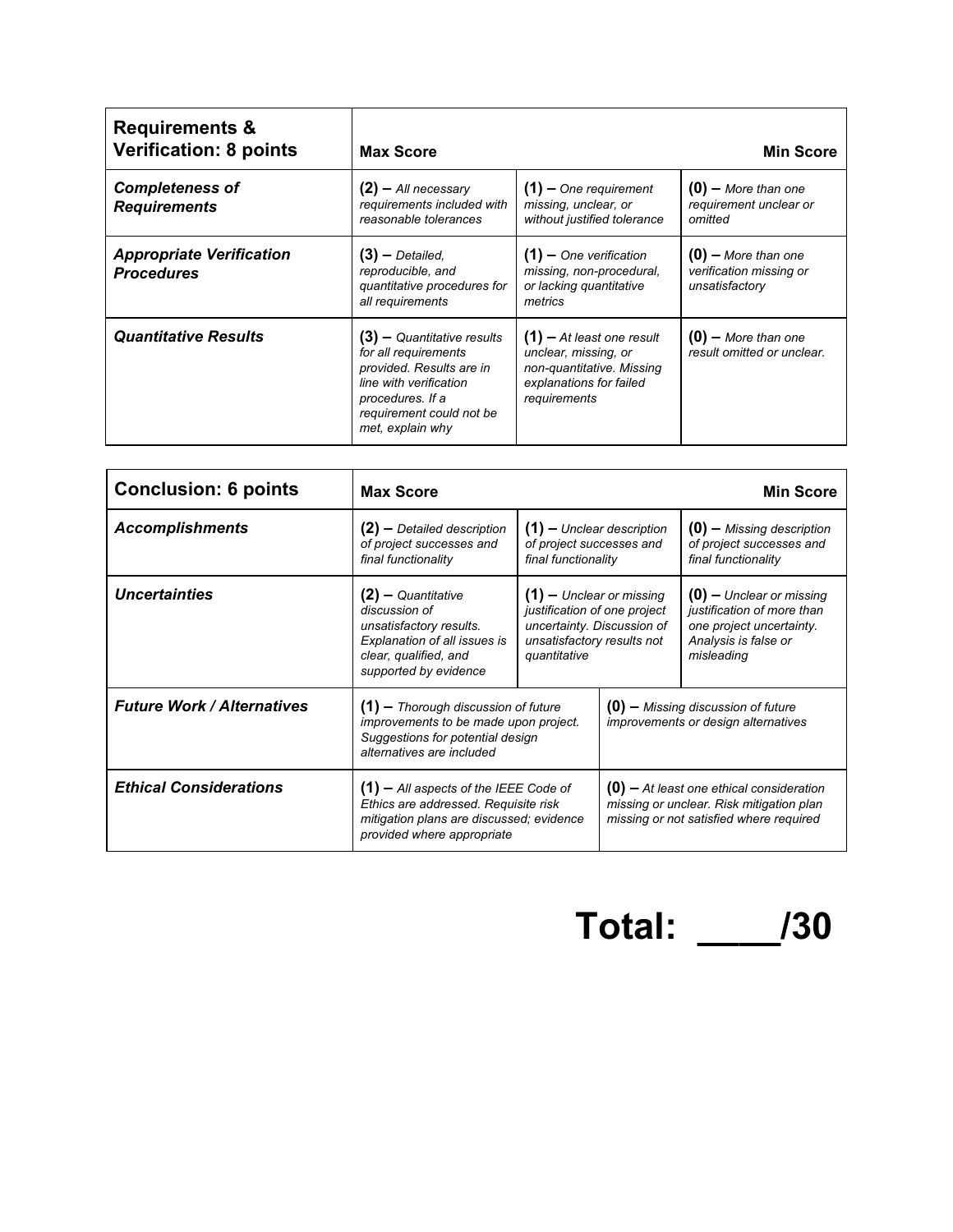| Requirements & Verification: 8 points | Max Score | | Min Score |
|---|---|---|---|
| ***Completeness of Requirements*** | **(2) –** *All necessary requirements included with reasonable tolerances* | **(1) –** *One requirement missing, unclear, or without justified tolerance* | **(0) –** *More than one requirement unclear or omitted* |
| ***Appropriate Verification Procedures*** | **(3) –** *Detailed, reproducible, and quantitative procedures for all requirements* | **(1) –** *One verification missing, non-procedural, or lacking quantitative metrics* | **(0) –** *More than one verification missing or unsatisfactory* |
| ***Quantitative Results*** | **(3) –** *Quantitative results for all requirements provided. Results are in line with verification procedures. If a requirement could not be met, explain why* | **(1) –** *At least one result unclear, missing, or non-quantitative. Missing explanations for failed requirements* | **(0) –** *More than one result omitted or unclear.* |

| Conclusion: 6 points | Max Score | | Min Score |
|---|---|---|---|
| ***Accomplishments*** | **(2) –** *Detailed description of project successes and final functionality* | **(1) –** *Unclear description of project successes and final functionality* | **(0) –** *Missing description of project successes and final functionality* |
| ***Uncertainties*** | **(2) –** *Quantitative discussion of unsatisfactory results. Explanation of all issues is clear, qualified, and supported by evidence* | **(1) –** *Unclear or missing justification of one project uncertainty. Discussion of unsatisfactory results not quantitative* | **(0) –** *Unclear or missing justification of more than one project uncertainty. Analysis is false or misleading* |
| ***Future Work / Alternatives*** | **(1) –** *Thorough discussion of future improvements to be made upon project. Suggestions for potential design alternatives are included* | | **(0) –** *Missing discussion of future improvements or design alternatives* |
| ***Ethical Considerations*** | **(1) –** *All aspects of the IEEE Code of Ethics are addressed. Requisite risk mitigation plans are discussed; evidence provided where appropriate* | | **(0) –** *At least one ethical consideration missing or unclear. Risk mitigation plan missing or not satisfied where required* |

# Total: ____/30